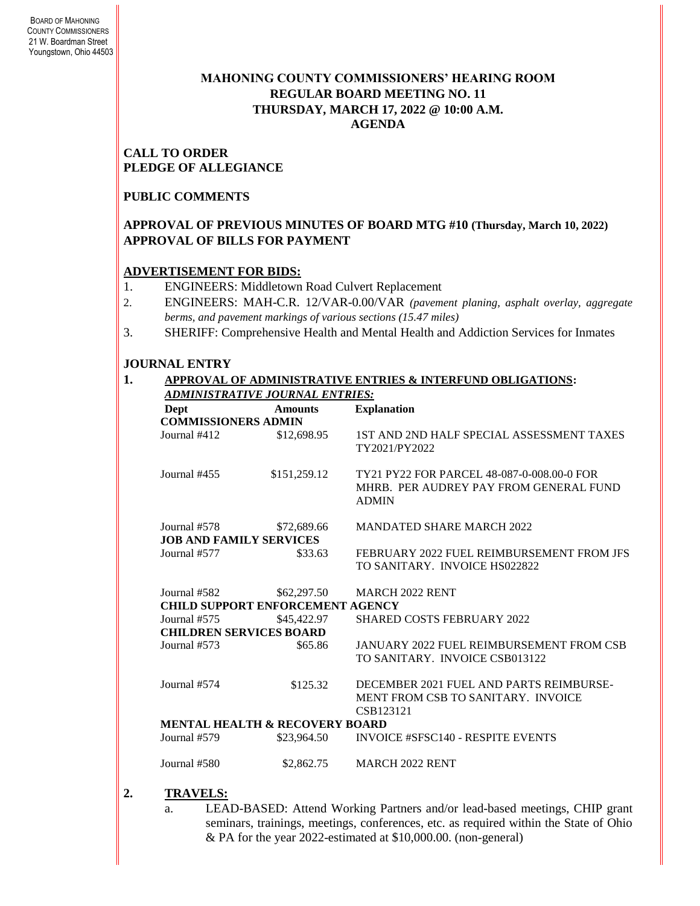BOARD OF MAHONING COUNTY COMMISSIONERS
21 W. Boardman Street
Youngstown, Ohio 44503

# MAHONING COUNTY COMMISSIONERS' HEARING ROOM
## REGULAR BOARD MEETING NO. 11
## THURSDAY, MARCH 17, 2022 @ 10:00 A.M.
## AGENDA

**CALL TO ORDER**
**PLEDGE OF ALLEGIANCE**

**PUBLIC COMMENTS**

**APPROVAL OF PREVIOUS MINUTES OF BOARD MTG #10 (Thursday, March 10, 2022)**
**APPROVAL OF BILLS FOR PAYMENT**

**ADVERTISEMENT FOR BIDS:**

1. ENGINEERS: Middletown Road Culvert Replacement
2. ENGINEERS: MAH-C.R. 12/VAR-0.00/VAR *(pavement planing, asphalt overlay, aggregate berms, and pavement markings of various sections (15.47 miles)*
3. SHERIFF: Comprehensive Health and Mental Health and Addiction Services for Inmates

**JOURNAL ENTRY**

**1. APPROVAL OF ADMINISTRATIVE ENTRIES & INTERFUND OBLIGATIONS:**

***ADMINISTRATIVE JOURNAL ENTRIES:***

| Dept | Amounts | Explanation |
|---|---|---|
| **COMMISSIONERS ADMIN** | | |
| Journal #412 | \$12,698.95 | 1ST AND 2ND HALF SPECIAL ASSESSMENT TAXES TY2021/PY2022 |
| Journal #455 | \$151,259.12 | TY21 PY22 FOR PARCEL 48-087-0-008.00-0 FOR MHRB. PER AUDREY PAY FROM GENERAL FUND ADMIN |
| Journal #578 | \$72,689.66 | MANDATED SHARE MARCH 2022 |
| **JOB AND FAMILY SERVICES** | | |
| Journal #577 | \$33.63 | FEBRUARY 2022 FUEL REIMBURSEMENT FROM JFS TO SANITARY. INVOICE HS022822 |
| Journal #582 | \$62,297.50 | MARCH 2022 RENT |
| **CHILD SUPPORT ENFORCEMENT AGENCY** | | |
| Journal #575 | \$45,422.97 | SHARED COSTS FEBRUARY 2022 |
| **CHILDREN SERVICES BOARD** | | |
| Journal #573 | \$65.86 | JANUARY 2022 FUEL REIMBURSEMENT FROM CSB TO SANITARY. INVOICE CSB013122 |
| Journal #574 | \$125.32 | DECEMBER 2021 FUEL AND PARTS REIMBURSE-MENT FROM CSB TO SANITARY. INVOICE CSB123121 |
| **MENTAL HEALTH & RECOVERY BOARD** | | |
| Journal #579 | \$23,964.50 | INVOICE #SFSC140 - RESPITE EVENTS |
| Journal #580 | \$2,862.75 | MARCH 2022 RENT |

**2. TRAVELS:**

a. LEAD-BASED: Attend Working Partners and/or lead-based meetings, CHIP grant seminars, trainings, meetings, conferences, etc. as required within the State of Ohio & PA for the year 2022-estimated at \$10,000.00. (non-general)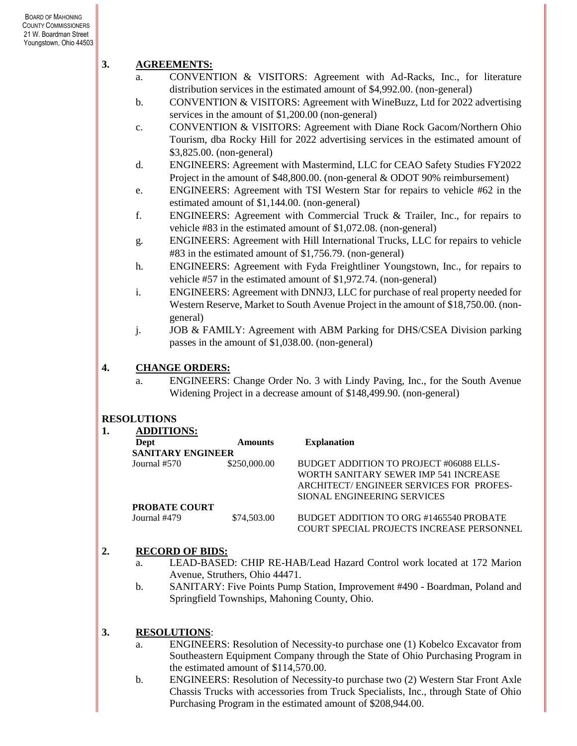**3. AGREEMENTS:**

a. CONVENTION & VISITORS: Agreement with Ad-Racks, Inc., for literature distribution services in the estimated amount of $4,992.00. (non-general)

b. CONVENTION & VISITORS: Agreement with WineBuzz, Ltd for 2022 advertising services in the amount of $1,200.00 (non-general)

c. CONVENTION & VISITORS: Agreement with Diane Rock Gacom/Northern Ohio Tourism, dba Rocky Hill for 2022 advertising services in the estimated amount of $3,825.00. (non-general)

d. ENGINEERS: Agreement with Mastermind, LLC for CEAO Safety Studies FY2022 Project in the amount of $48,800.00. (non-general & ODOT 90% reimbursement)

e. ENGINEERS: Agreement with TSI Western Star for repairs to vehicle #62 in the estimated amount of $1,144.00. (non-general)

f. ENGINEERS: Agreement with Commercial Truck & Trailer, Inc., for repairs to vehicle #83 in the estimated amount of $1,072.08. (non-general)

g. ENGINEERS: Agreement with Hill International Trucks, LLC for repairs to vehicle #83 in the estimated amount of $1,756.79. (non-general)

h. ENGINEERS: Agreement with Fyda Freightliner Youngstown, Inc., for repairs to vehicle #57 in the estimated amount of $1,972.74. (non-general)

i. ENGINEERS: Agreement with DNNJ3, LLC for purchase of real property needed for Western Reserve, Market to South Avenue Project in the amount of $18,750.00. (non-general)

j. JOB & FAMILY: Agreement with ABM Parking for DHS/CSEA Division parking passes in the amount of $1,038.00. (non-general)

**4. CHANGE ORDERS:**

a. ENGINEERS: Change Order No. 3 with Lindy Paving, Inc., for the South Avenue Widening Project in a decrease amount of $148,499.90. (non-general)

**RESOLUTIONS**

**1. ADDITIONS:**

| Dept | Amounts | Explanation |
|---|---|---|
| **SANITARY ENGINEER** | | |
| Journal #570 | $250,000.00 | BUDGET ADDITION TO PROJECT #06088 ELLSWORTH SANITARY SEWER IMP 541 INCREASE ARCHITECT/ ENGINEER SERVICES FOR PROFESSIONAL ENGINEERING SERVICES |
| **PROBATE COURT** | | |
| Journal #479 | $74,503.00 | BUDGET ADDITION TO ORG #1465540 PROBATE COURT SPECIAL PROJECTS INCREASE PERSONNEL |

**2. RECORD OF BIDS:**

a. LEAD-BASED: CHIP RE-HAB/Lead Hazard Control work located at 172 Marion Avenue, Struthers, Ohio 44471.

b. SANITARY: Five Points Pump Station, Improvement #490 - Boardman, Poland and Springfield Townships, Mahoning County, Ohio.

**3. RESOLUTIONS**:

a. ENGINEERS: Resolution of Necessity-to purchase one (1) Kobelco Excavator from Southeastern Equipment Company through the State of Ohio Purchasing Program in the estimated amount of $114,570.00.

b. ENGINEERS: Resolution of Necessity-to purchase two (2) Western Star Front Axle Chassis Trucks with accessories from Truck Specialists, Inc., through State of Ohio Purchasing Program in the estimated amount of $208,944.00.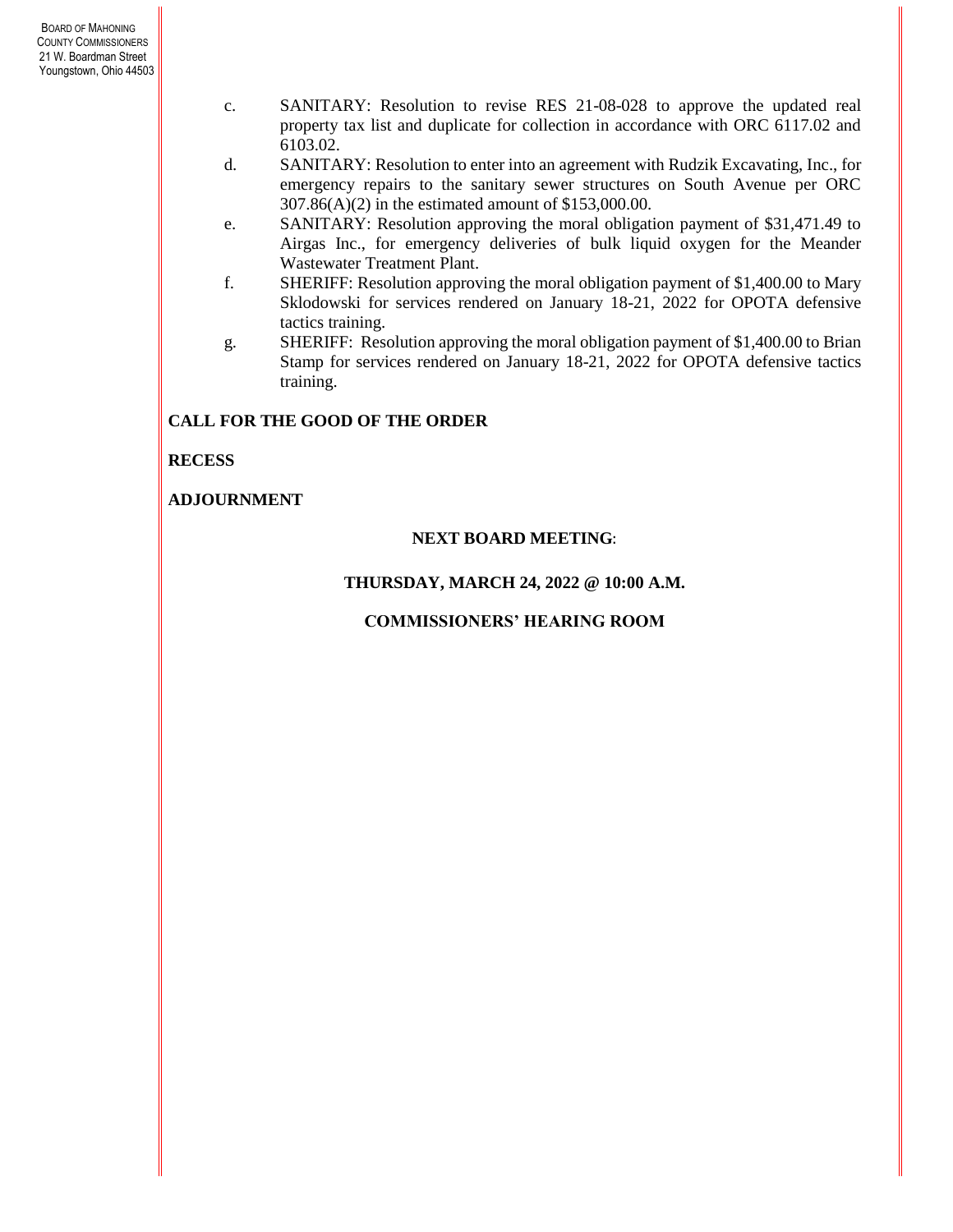c. SANITARY: Resolution to revise RES 21-08-028 to approve the updated real property tax list and duplicate for collection in accordance with ORC 6117.02 and 6103.02.

d. SANITARY: Resolution to enter into an agreement with Rudzik Excavating, Inc., for emergency repairs to the sanitary sewer structures on South Avenue per ORC 307.86(A)(2) in the estimated amount of $153,000.00.

e. SANITARY: Resolution approving the moral obligation payment of $31,471.49 to Airgas Inc., for emergency deliveries of bulk liquid oxygen for the Meander Wastewater Treatment Plant.

f. SHERIFF: Resolution approving the moral obligation payment of $1,400.00 to Mary Sklodowski for services rendered on January 18-21, 2022 for OPOTA defensive tactics training.

g. SHERIFF: Resolution approving the moral obligation payment of $1,400.00 to Brian Stamp for services rendered on January 18-21, 2022 for OPOTA defensive tactics training.

**CALL FOR THE GOOD OF THE ORDER**

**RECESS**

**ADJOURNMENT**

**NEXT BOARD MEETING**:

**THURSDAY, MARCH 24, 2022 @ 10:00 A.M.**

**COMMISSIONERS' HEARING ROOM**